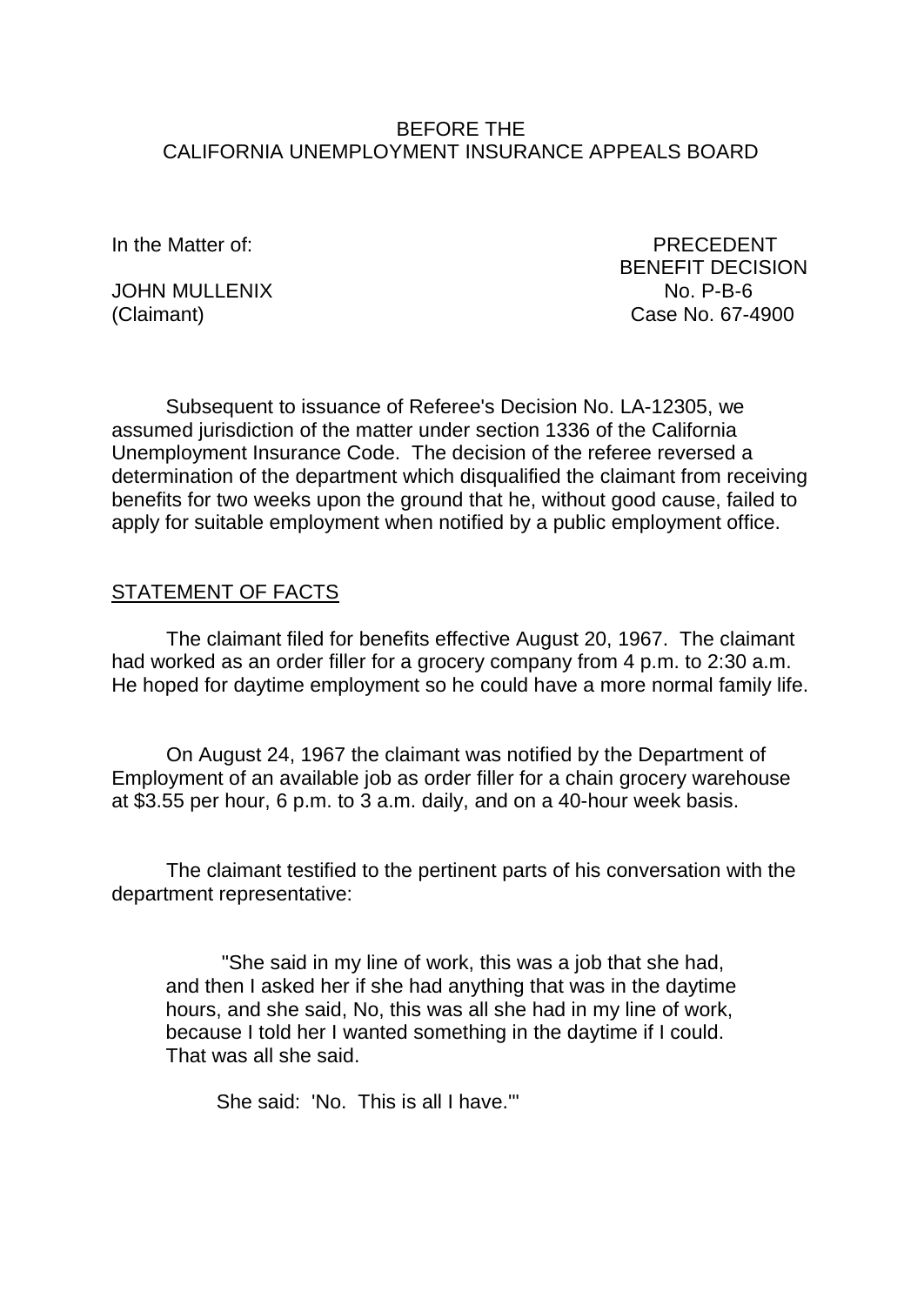BEFORE THE
CALIFORNIA UNEMPLOYMENT INSURANCE APPEALS BOARD

In the Matter of:

JOHN MULLENIX
(Claimant)

PRECEDENT
BENEFIT DECISION
No. P-B-6
Case No. 67-4900

Subsequent to issuance of Referee's Decision No. LA-12305, we assumed jurisdiction of the matter under section 1336 of the California Unemployment Insurance Code. The decision of the referee reversed a determination of the department which disqualified the claimant from receiving benefits for two weeks upon the ground that he, without good cause, failed to apply for suitable employment when notified by a public employment office.

## STATEMENT OF FACTS

The claimant filed for benefits effective August 20, 1967. The claimant had worked as an order filler for a grocery company from 4 p.m. to 2:30 a.m. He hoped for daytime employment so he could have a more normal family life.

On August 24, 1967 the claimant was notified by the Department of Employment of an available job as order filler for a chain grocery warehouse at $3.55 per hour, 6 p.m. to 3 a.m. daily, and on a 40-hour week basis.

The claimant testified to the pertinent parts of his conversation with the department representative:

> "She said in my line of work, this was a job that she had, and then I asked her if she had anything that was in the daytime hours, and she said, No, this was all she had in my line of work, because I told her I wanted something in the daytime if I could. That was all she said.
>
> She said: 'No. This is all I have.'"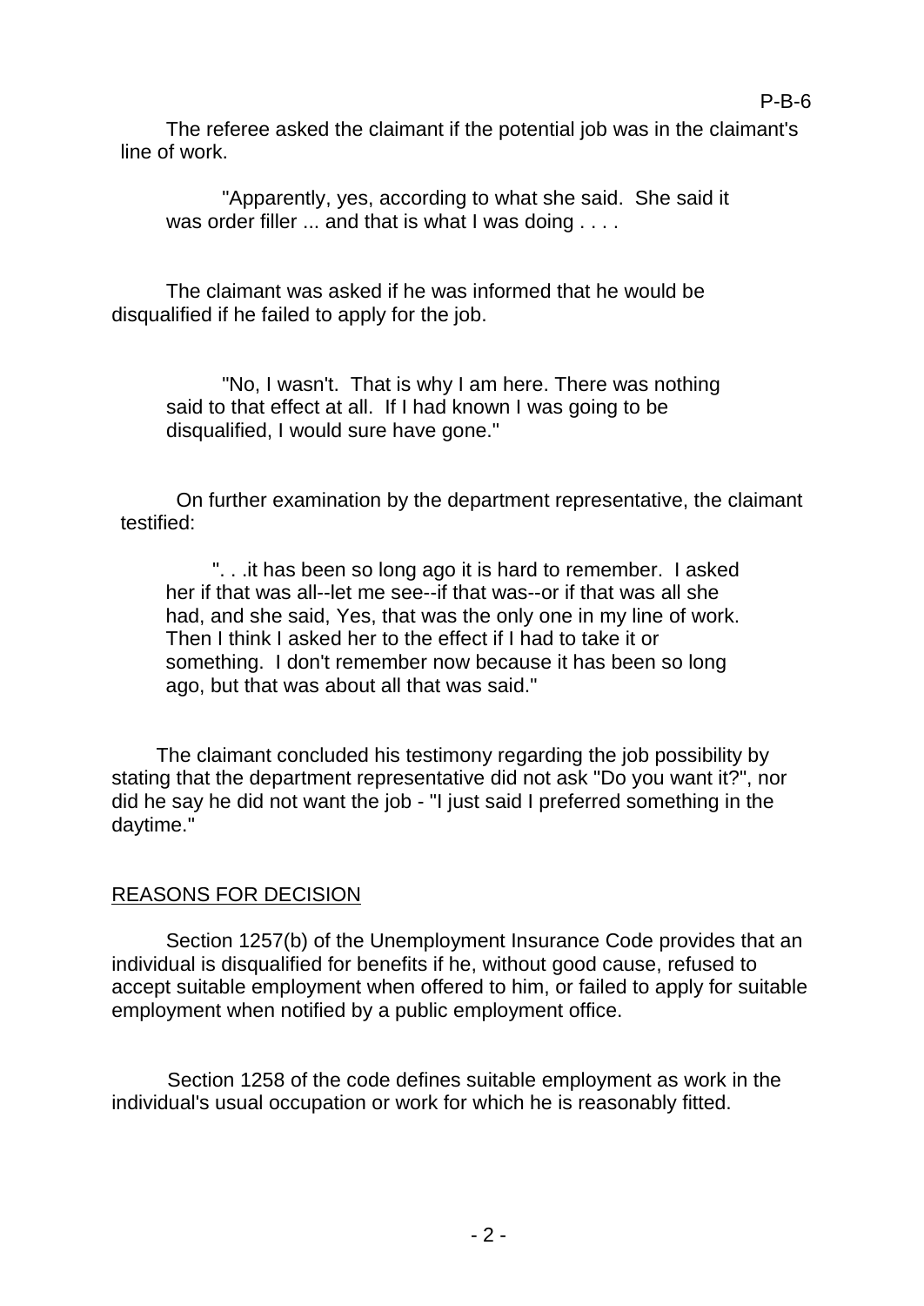The referee asked the claimant if the potential job was in the claimant's line of work.

> "Apparently, yes, according to what she said. She said it was order filler ... and that is what I was doing . . . .

The claimant was asked if he was informed that he would be disqualified if he failed to apply for the job.

> "No, I wasn't. That is why I am here. There was nothing said to that effect at all. If I had known I was going to be disqualified, I would sure have gone."

On further examination by the department representative, the claimant testified:

> ". . .it has been so long ago it is hard to remember. I asked her if that was all--let me see--if that was--or if that was all she had, and she said, Yes, that was the only one in my line of work. Then I think I asked her to the effect if I had to take it or something. I don't remember now because it has been so long ago, but that was about all that was said."

The claimant concluded his testimony regarding the job possibility by stating that the department representative did not ask "Do you want it?", nor did he say he did not want the job - "I just said I preferred something in the daytime."

## REASONS FOR DECISION

Section 1257(b) of the Unemployment Insurance Code provides that an individual is disqualified for benefits if he, without good cause, refused to accept suitable employment when offered to him, or failed to apply for suitable employment when notified by a public employment office.

Section 1258 of the code defines suitable employment as work in the individual's usual occupation or work for which he is reasonably fitted.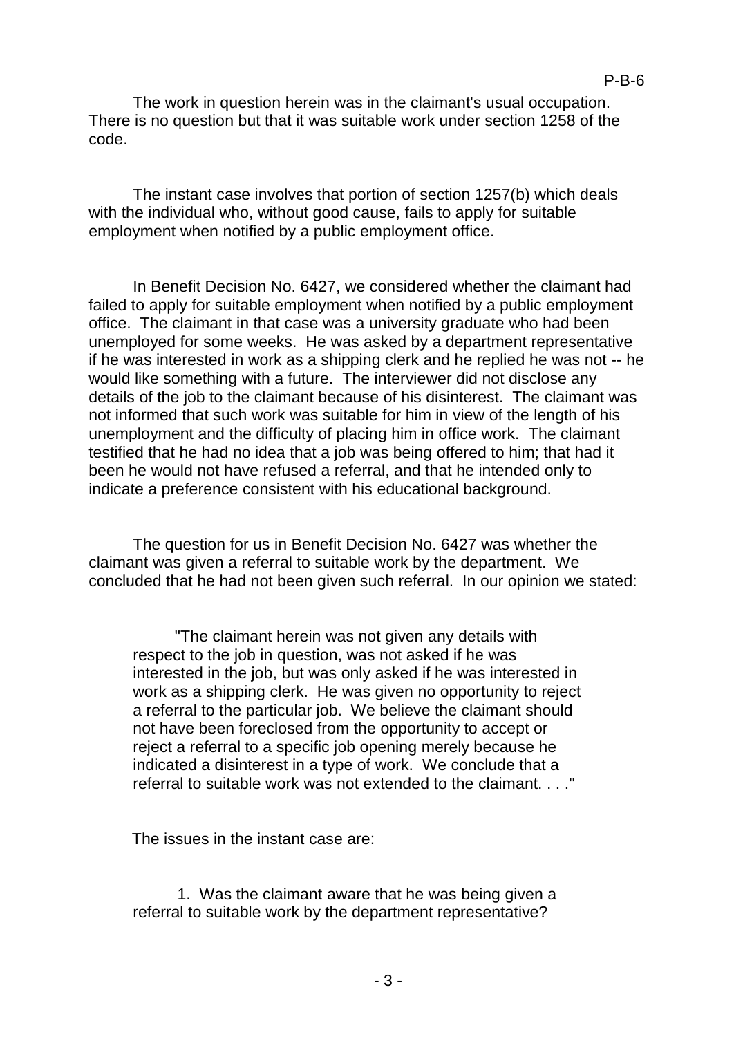The work in question herein was in the claimant's usual occupation. There is no question but that it was suitable work under section 1258 of the code.

The instant case involves that portion of section 1257(b) which deals with the individual who, without good cause, fails to apply for suitable employment when notified by a public employment office.

In Benefit Decision No. 6427, we considered whether the claimant had failed to apply for suitable employment when notified by a public employment office. The claimant in that case was a university graduate who had been unemployed for some weeks. He was asked by a department representative if he was interested in work as a shipping clerk and he replied he was not -- he would like something with a future. The interviewer did not disclose any details of the job to the claimant because of his disinterest. The claimant was not informed that such work was suitable for him in view of the length of his unemployment and the difficulty of placing him in office work. The claimant testified that he had no idea that a job was being offered to him; that had it been he would not have refused a referral, and that he intended only to indicate a preference consistent with his educational background.

The question for us in Benefit Decision No. 6427 was whether the claimant was given a referral to suitable work by the department. We concluded that he had not been given such referral. In our opinion we stated:

> "The claimant herein was not given any details with respect to the job in question, was not asked if he was interested in the job, but was only asked if he was interested in work as a shipping clerk. He was given no opportunity to reject a referral to the particular job. We believe the claimant should not have been foreclosed from the opportunity to accept or reject a referral to a specific job opening merely because he indicated a disinterest in a type of work. We conclude that a referral to suitable work was not extended to the claimant. . . ."

The issues in the instant case are:

1. Was the claimant aware that he was being given a referral to suitable work by the department representative?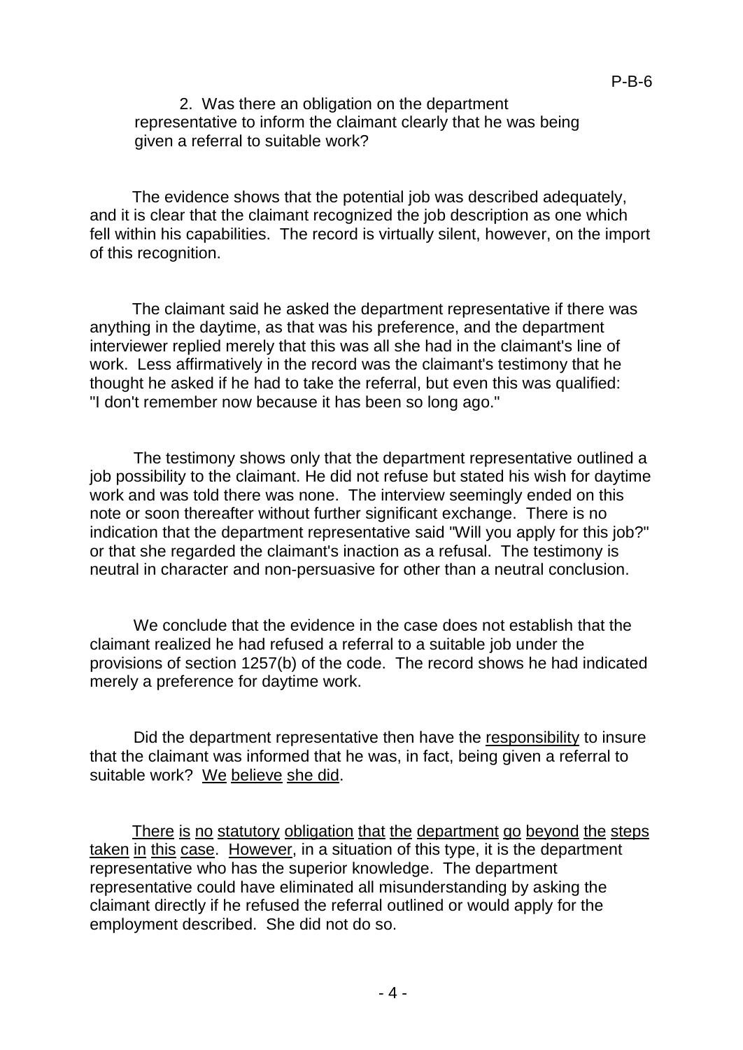2. Was there an obligation on the department representative to inform the claimant clearly that he was being given a referral to suitable work?

The evidence shows that the potential job was described adequately, and it is clear that the claimant recognized the job description as one which fell within his capabilities. The record is virtually silent, however, on the import of this recognition.

The claimant said he asked the department representative if there was anything in the daytime, as that was his preference, and the department interviewer replied merely that this was all she had in the claimant's line of work. Less affirmatively in the record was the claimant's testimony that he thought he asked if he had to take the referral, but even this was qualified: "I don't remember now because it has been so long ago."

The testimony shows only that the department representative outlined a job possibility to the claimant. He did not refuse but stated his wish for daytime work and was told there was none. The interview seemingly ended on this note or soon thereafter without further significant exchange. There is no indication that the department representative said "Will you apply for this job?" or that she regarded the claimant's inaction as a refusal. The testimony is neutral in character and non-persuasive for other than a neutral conclusion.

We conclude that the evidence in the case does not establish that the claimant realized he had refused a referral to a suitable job under the provisions of section 1257(b) of the code. The record shows he had indicated merely a preference for daytime work.

Did the department representative then have the <u>responsibility</u> to insure that the claimant was informed that he was, in fact, being given a referral to suitable work? <u>We believe she did</u>.

<u>There is no statutory obligation that the department go beyond the steps taken in this case</u>. <u>However</u>, in a situation of this type, it is the department representative who has the superior knowledge. The department representative could have eliminated all misunderstanding by asking the claimant directly if he refused the referral outlined or would apply for the employment described. She did not do so.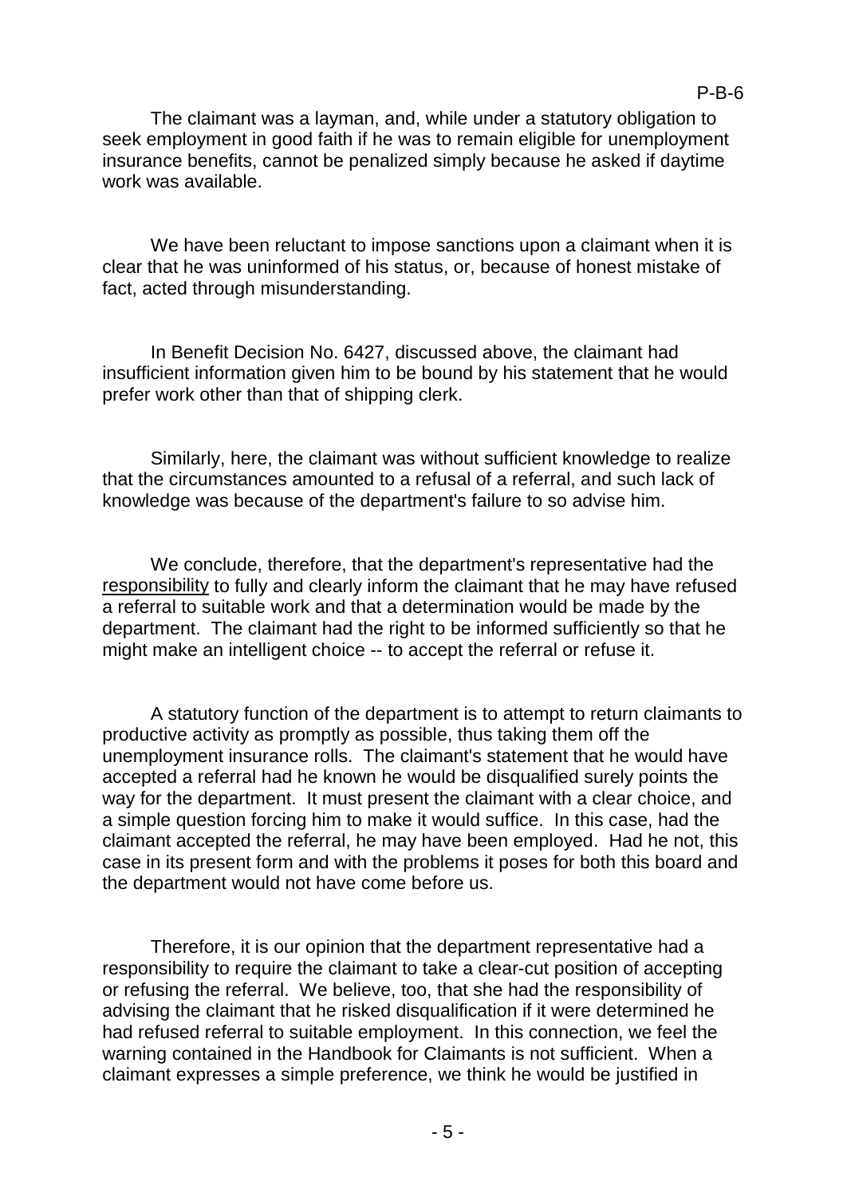The claimant was a layman, and, while under a statutory obligation to seek employment in good faith if he was to remain eligible for unemployment insurance benefits, cannot be penalized simply because he asked if daytime work was available.

We have been reluctant to impose sanctions upon a claimant when it is clear that he was uninformed of his status, or, because of honest mistake of fact, acted through misunderstanding.

In Benefit Decision No. 6427, discussed above, the claimant had insufficient information given him to be bound by his statement that he would prefer work other than that of shipping clerk.

Similarly, here, the claimant was without sufficient knowledge to realize that the circumstances amounted to a refusal of a referral, and such lack of knowledge was because of the department's failure to so advise him.

We conclude, therefore, that the department's representative had the <u>responsibility</u> to fully and clearly inform the claimant that he may have refused a referral to suitable work and that a determination would be made by the department. The claimant had the right to be informed sufficiently so that he might make an intelligent choice -- to accept the referral or refuse it.

A statutory function of the department is to attempt to return claimants to productive activity as promptly as possible, thus taking them off the unemployment insurance rolls. The claimant's statement that he would have accepted a referral had he known he would be disqualified surely points the way for the department. It must present the claimant with a clear choice, and a simple question forcing him to make it would suffice. In this case, had the claimant accepted the referral, he may have been employed. Had he not, this case in its present form and with the problems it poses for both this board and the department would not have come before us.

Therefore, it is our opinion that the department representative had a responsibility to require the claimant to take a clear-cut position of accepting or refusing the referral. We believe, too, that she had the responsibility of advising the claimant that he risked disqualification if it were determined he had refused referral to suitable employment. In this connection, we feel the warning contained in the Handbook for Claimants is not sufficient. When a claimant expresses a simple preference, we think he would be justified in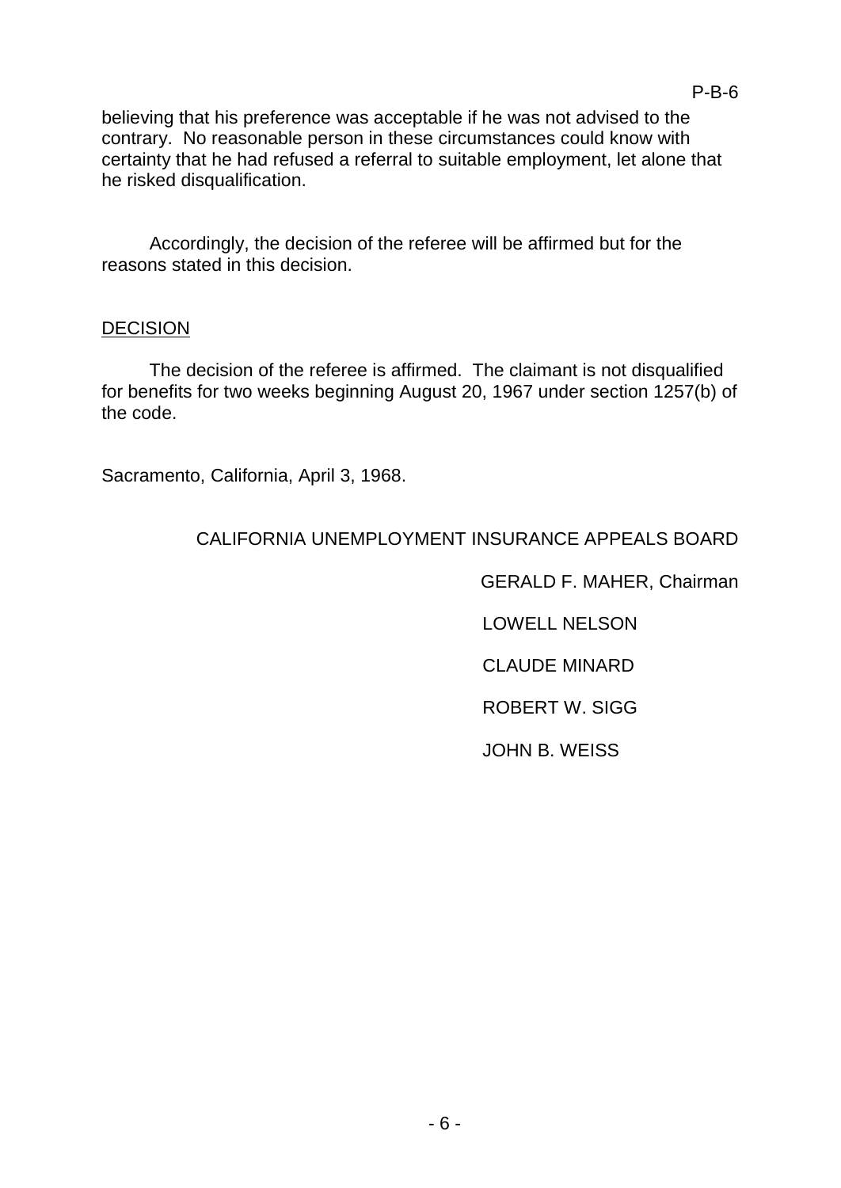believing that his preference was acceptable if he was not advised to the contrary. No reasonable person in these circumstances could know with certainty that he had refused a referral to suitable employment, let alone that he risked disqualification.

Accordingly, the decision of the referee will be affirmed but for the reasons stated in this decision.

## DECISION

The decision of the referee is affirmed. The claimant is not disqualified for benefits for two weeks beginning August 20, 1967 under section 1257(b) of the code.

Sacramento, California, April 3, 1968.

CALIFORNIA UNEMPLOYMENT INSURANCE APPEALS BOARD

GERALD F. MAHER, Chairman

LOWELL NELSON

CLAUDE MINARD

ROBERT W. SIGG

JOHN B. WEISS